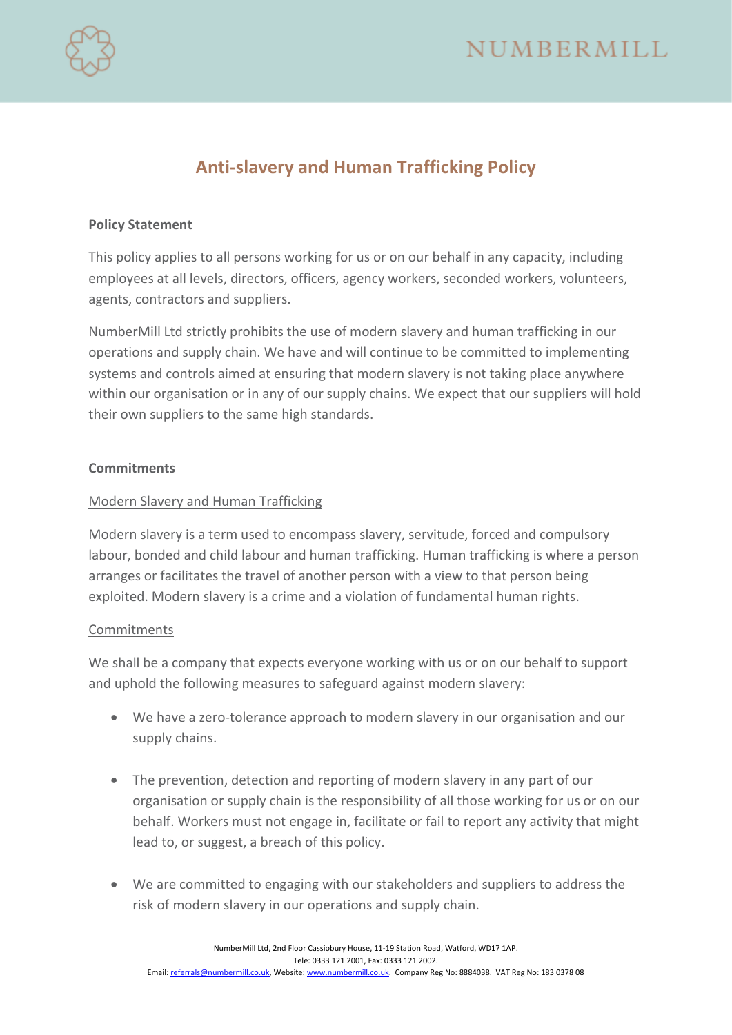# Anti-slavery and Human Trafficking Policy

**Policy Statement**

This policy applies to all persons working for us or on our behalf in any capacity, including employees at all levels, directors, officers, agency workers, seconded workers, volunteers, agents, contractors and suppliers.

NumberMill Ltd strictly prohibits the use of modern slavery and human trafficking in our operations and supply chain. We have and will continue to be committed to implementing systems and controls aimed at ensuring that modern slavery is not taking place anywhere within our organisation or in any of our supply chains. We expect that our suppliers will hold their own suppliers to the same high standards.

**Commitments**

<u>Modern Slavery and Human Trafficking</u>

Modern slavery is a term used to encompass slavery, servitude, forced and compulsory labour, bonded and child labour and human trafficking. Human trafficking is where a person arranges or facilitates the travel of another person with a view to that person being exploited. Modern slavery is a crime and a violation of fundamental human rights.

<u>Commitments</u>

We shall be a company that expects everyone working with us or on our behalf to support and uphold the following measures to safeguard against modern slavery:

- We have a zero-tolerance approach to modern slavery in our organisation and our supply chains.
- The prevention, detection and reporting of modern slavery in any part of our organisation or supply chain is the responsibility of all those working for us or on our behalf. Workers must not engage in, facilitate or fail to report any activity that might lead to, or suggest, a breach of this policy.
- We are committed to engaging with our stakeholders and suppliers to address the risk of modern slavery in our operations and supply chain.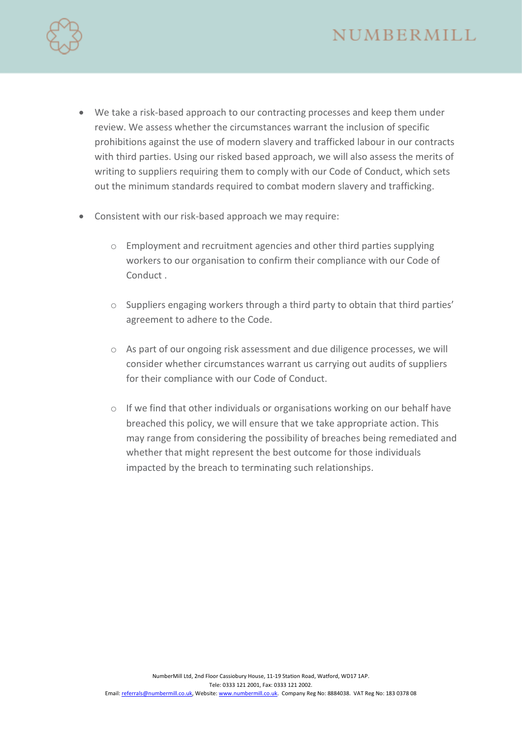- We take a risk-based approach to our contracting processes and keep them under review. We assess whether the circumstances warrant the inclusion of specific prohibitions against the use of modern slavery and trafficked labour in our contracts with third parties. Using our risked based approach, we will also assess the merits of writing to suppliers requiring them to comply with our Code of Conduct, which sets out the minimum standards required to combat modern slavery and trafficking.

- Consistent with our risk-based approach we may require:

    - Employment and recruitment agencies and other third parties supplying workers to our organisation to confirm their compliance with our Code of Conduct .

    - Suppliers engaging workers through a third party to obtain that third parties' agreement to adhere to the Code.

    - As part of our ongoing risk assessment and due diligence processes, we will consider whether circumstances warrant us carrying out audits of suppliers for their compliance with our Code of Conduct.

    - If we find that other individuals or organisations working on our behalf have breached this policy, we will ensure that we take appropriate action. This may range from considering the possibility of breaches being remediated and whether that might represent the best outcome for those individuals impacted by the breach to terminating such relationships.